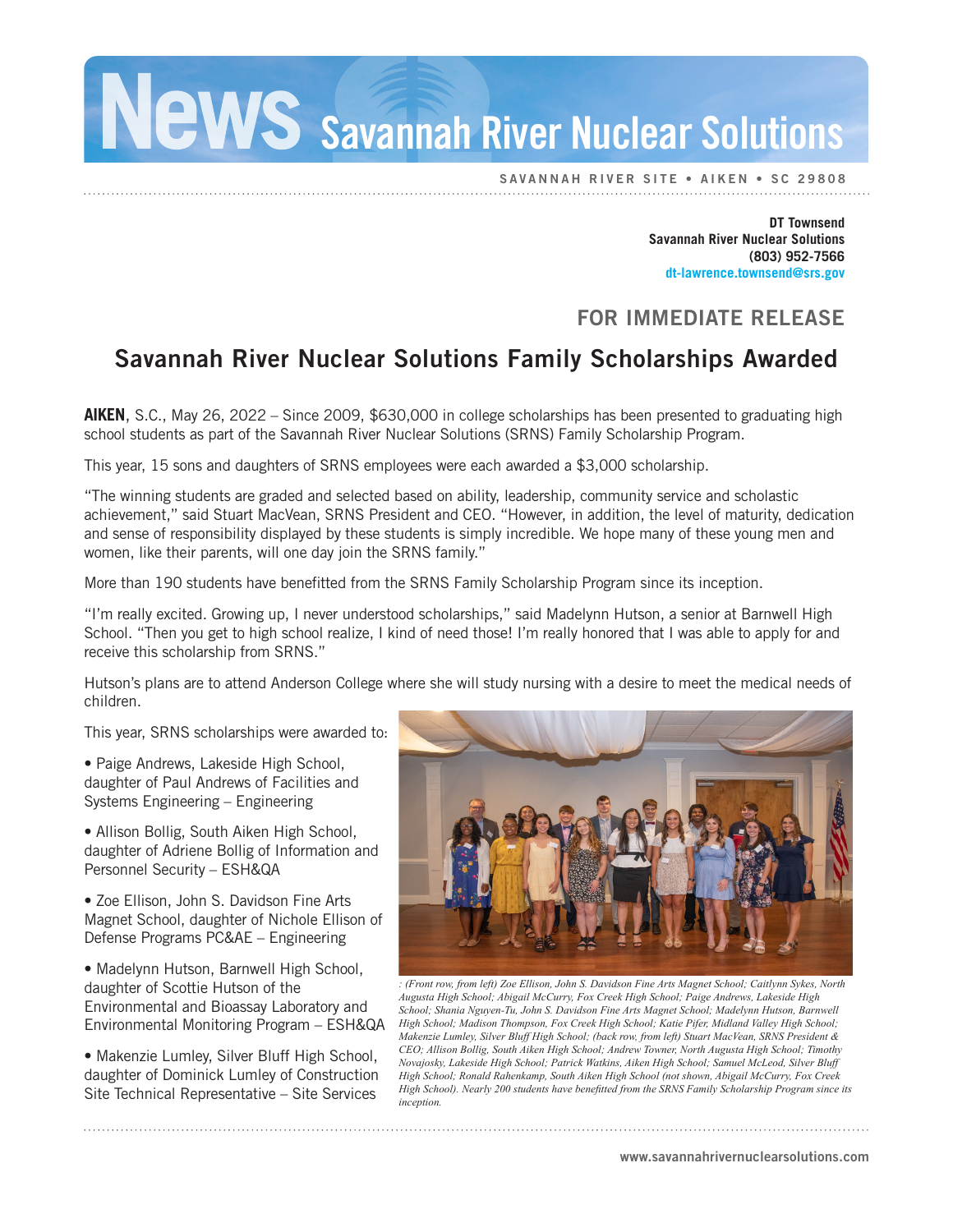# News Savannah River Nuclear Solutions

SAVANNAH RIVER SITE • AIKEN • SC 29808

**DT Townsend**
**Savannah River Nuclear Solutions**
**(803) 952-7566**
**dt-lawrence.townsend@srs.gov**

## FOR IMMEDIATE RELEASE

# Savannah River Nuclear Solutions Family Scholarships Awarded

**AIKEN**, S.C., May 26, 2022 – Since 2009, $630,000 in college scholarships has been presented to graduating high school students as part of the Savannah River Nuclear Solutions (SRNS) Family Scholarship Program.

This year, 15 sons and daughters of SRNS employees were each awarded a $3,000 scholarship.

"The winning students are graded and selected based on ability, leadership, community service and scholastic achievement," said Stuart MacVean, SRNS President and CEO. "However, in addition, the level of maturity, dedication and sense of responsibility displayed by these students is simply incredible. We hope many of these young men and women, like their parents, will one day join the SRNS family."

More than 190 students have benefitted from the SRNS Family Scholarship Program since its inception.

"I'm really excited. Growing up, I never understood scholarships," said Madelynn Hutson, a senior at Barnwell High School. "Then you get to high school realize, I kind of need those! I'm really honored that I was able to apply for and receive this scholarship from SRNS."

Hutson's plans are to attend Anderson College where she will study nursing with a desire to meet the medical needs of children.

This year, SRNS scholarships were awarded to:

• Paige Andrews, Lakeside High School, daughter of Paul Andrews of Facilities and Systems Engineering – Engineering

• Allison Bollig, South Aiken High School, daughter of Adriene Bollig of Information and Personnel Security – ESH&QA

• Zoe Ellison, John S. Davidson Fine Arts Magnet School, daughter of Nichole Ellison of Defense Programs PC&AE – Engineering

• Madelynn Hutson, Barnwell High School, daughter of Scottie Hutson of the Environmental and Bioassay Laboratory and Environmental Monitoring Program – ESH&QA

• Makenzie Lumley, Silver Bluff High School, daughter of Dominick Lumley of Construction Site Technical Representative – Site Services

*: (Front row, from left) Zoe Ellison, John S. Davidson Fine Arts Magnet School; Caitlynn Sykes, North Augusta High School; Abigail McCurry, Fox Creek High School; Paige Andrews, Lakeside High School; Shania Nguyen-Tu, John S. Davidson Fine Arts Magnet School; Madelynn Hutson, Barnwell High School; Madison Thompson, Fox Creek High School; Katie Pifer, Midland Valley High School; Makenzie Lumley, Silver Bluff High School; (back row, from left) Stuart MacVean, SRNS President & CEO; Allison Bollig, South Aiken High School; Andrew Towner, North Augusta High School; Timothy Novajosky, Lakeside High School; Patrick Watkins, Aiken High School; Samuel McLeod, Silver Bluff High School; Ronald Rahenkamp, South Aiken High School (not shown, Abigail McCurry, Fox Creek High School). Nearly 200 students have benefitted from the SRNS Family Scholarship Program since its inception.*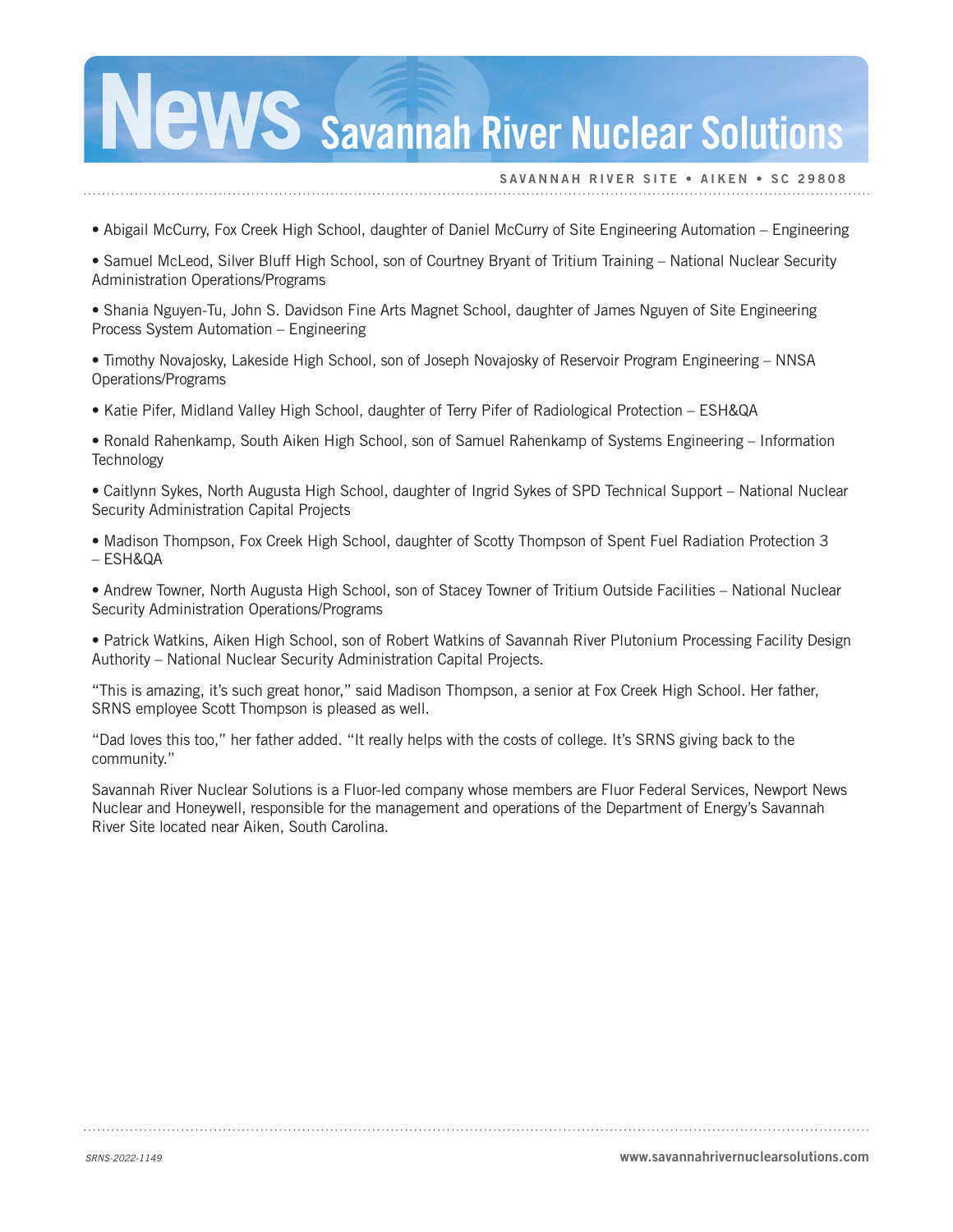- Abigail McCurry, Fox Creek High School, daughter of Daniel McCurry of Site Engineering Automation – Engineering
- Samuel McLeod, Silver Bluff High School, son of Courtney Bryant of Tritium Training – National Nuclear Security Administration Operations/Programs
- Shania Nguyen-Tu, John S. Davidson Fine Arts Magnet School, daughter of James Nguyen of Site Engineering Process System Automation – Engineering
- Timothy Novajosky, Lakeside High School, son of Joseph Novajosky of Reservoir Program Engineering – NNSA Operations/Programs
- Katie Pifer, Midland Valley High School, daughter of Terry Pifer of Radiological Protection – ESH&QA
- Ronald Rahenkamp, South Aiken High School, son of Samuel Rahenkamp of Systems Engineering – Information Technology
- Caitlynn Sykes, North Augusta High School, daughter of Ingrid Sykes of SPD Technical Support – National Nuclear Security Administration Capital Projects
- Madison Thompson, Fox Creek High School, daughter of Scotty Thompson of Spent Fuel Radiation Protection 3 – ESH&QA
- Andrew Towner, North Augusta High School, son of Stacey Towner of Tritium Outside Facilities – National Nuclear Security Administration Operations/Programs
- Patrick Watkins, Aiken High School, son of Robert Watkins of Savannah River Plutonium Processing Facility Design Authority – National Nuclear Security Administration Capital Projects.

"This is amazing, it's such great honor," said Madison Thompson, a senior at Fox Creek High School. Her father, SRNS employee Scott Thompson is pleased as well.

"Dad loves this too," her father added. "It really helps with the costs of college. It's SRNS giving back to the community."

Savannah River Nuclear Solutions is a Fluor-led company whose members are Fluor Federal Services, Newport News Nuclear and Honeywell, responsible for the management and operations of the Department of Energy's Savannah River Site located near Aiken, South Carolina.

SRNS-2022-1149